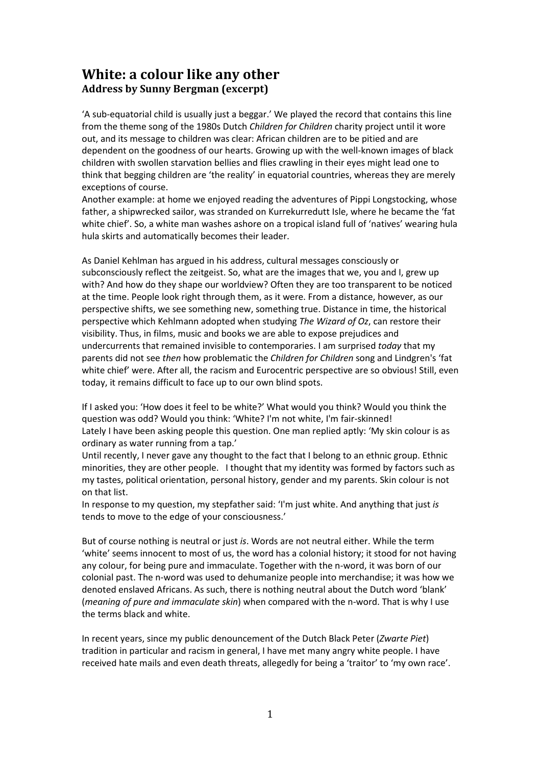# White: a colour like any other
## Address by Sunny Bergman (excerpt)

'A sub-equatorial child is usually just a beggar.' We played the record that contains this line from the theme song of the 1980s Dutch *Children for Children* charity project until it wore out, and its message to children was clear: African children are to be pitied and are dependent on the goodness of our hearts. Growing up with the well-known images of black children with swollen starvation bellies and flies crawling in their eyes might lead one to think that begging children are 'the reality' in equatorial countries, whereas they are merely exceptions of course.
Another example: at home we enjoyed reading the adventures of Pippi Longstocking, whose father, a shipwrecked sailor, was stranded on Kurrekurredutt Isle, where he became the 'fat white chief'. So, a white man washes ashore on a tropical island full of 'natives' wearing hula hula skirts and automatically becomes their leader.

As Daniel Kehlman has argued in his address, cultural messages consciously or subconsciously reflect the zeitgeist. So, what are the images that we, you and I, grew up with? And how do they shape our worldview? Often they are too transparent to be noticed at the time. People look right through them, as it were. From a distance, however, as our perspective shifts, we see something new, something true. Distance in time, the historical perspective which Kehlmann adopted when studying *The Wizard of Oz*, can restore their visibility. Thus, in films, music and books we are able to expose prejudices and undercurrents that remained invisible to contemporaries. I am surprised *today* that my parents did not see *then* how problematic the *Children for Children* song and Lindgren's 'fat white chief' were. After all, the racism and Eurocentric perspective are so obvious! Still, even today, it remains difficult to face up to our own blind spots.

If I asked you: 'How does it feel to be white?' What would you think? Would you think the question was odd? Would you think: 'White? I'm not white, I'm fair-skinned!
Lately I have been asking people this question. One man replied aptly: 'My skin colour is as ordinary as water running from a tap.'
Until recently, I never gave any thought to the fact that I belong to an ethnic group. Ethnic minorities, they are other people. I thought that my identity was formed by factors such as my tastes, political orientation, personal history, gender and my parents. Skin colour is not on that list.
In response to my question, my stepfather said: 'I'm just white. And anything that just *is* tends to move to the edge of your consciousness.'

But of course nothing is neutral or just *is*. Words are not neutral either. While the term 'white' seems innocent to most of us, the word has a colonial history; it stood for not having any colour, for being pure and immaculate. Together with the n-word, it was born of our colonial past. The n-word was used to dehumanize people into merchandise; it was how we denoted enslaved Africans. As such, there is nothing neutral about the Dutch word 'blank' (*meaning of pure and immaculate skin*) when compared with the n-word. That is why I use the terms black and white.

In recent years, since my public denouncement of the Dutch Black Peter (*Zwarte Piet*) tradition in particular and racism in general, I have met many angry white people. I have received hate mails and even death threats, allegedly for being a 'traitor' to 'my own race'.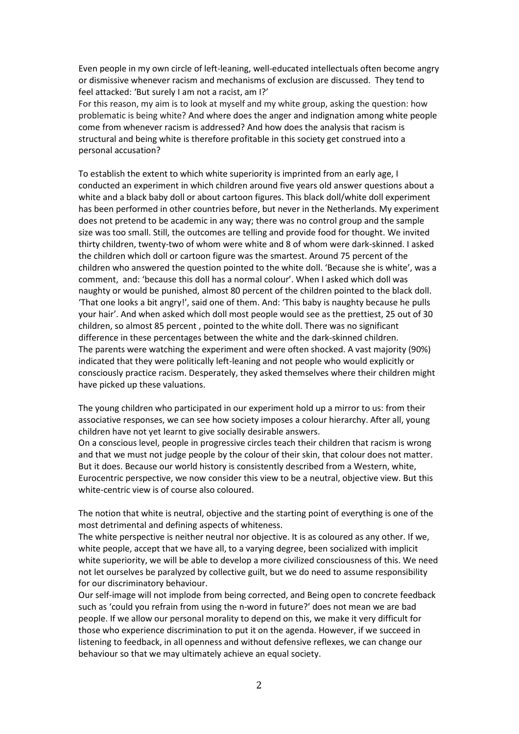Even people in my own circle of left-leaning, well-educated intellectuals often become angry or dismissive whenever racism and mechanisms of exclusion are discussed. They tend to feel attacked: 'But surely I am not a racist, am I?'

For this reason, my aim is to look at myself and my white group, asking the question: how problematic is being white? And where does the anger and indignation among white people come from whenever racism is addressed? And how does the analysis that racism is structural and being white is therefore profitable in this society get construed into a personal accusation?

To establish the extent to which white superiority is imprinted from an early age, I conducted an experiment in which children around five years old answer questions about a white and a black baby doll or about cartoon figures. This black doll/white doll experiment has been performed in other countries before, but never in the Netherlands. My experiment does not pretend to be academic in any way; there was no control group and the sample size was too small. Still, the outcomes are telling and provide food for thought. We invited thirty children, twenty-two of whom were white and 8 of whom were dark-skinned. I asked the children which doll or cartoon figure was the smartest. Around 75 percent of the children who answered the question pointed to the white doll. 'Because she is white', was a comment, and: 'because this doll has a normal colour'. When I asked which doll was naughty or would be punished, almost 80 percent of the children pointed to the black doll. 'That one looks a bit angry!', said one of them. And: 'This baby is naughty because he pulls your hair'. And when asked which doll most people would see as the prettiest, 25 out of 30 children, so almost 85 percent , pointed to the white doll. There was no significant difference in these percentages between the white and the dark-skinned children.

The parents were watching the experiment and were often shocked. A vast majority (90%) indicated that they were politically left-leaning and not people who would explicitly or consciously practice racism. Desperately, they asked themselves where their children might have picked up these valuations.

The young children who participated in our experiment hold up a mirror to us: from their associative responses, we can see how society imposes a colour hierarchy. After all, young children have not yet learnt to give socially desirable answers.

On a conscious level, people in progressive circles teach their children that racism is wrong and that we must not judge people by the colour of their skin, that colour does not matter. But it does. Because our world history is consistently described from a Western, white, Eurocentric perspective, we now consider this view to be a neutral, objective view. But this white-centric view is of course also coloured.

The notion that white is neutral, objective and the starting point of everything is one of the most detrimental and defining aspects of whiteness.

The white perspective is neither neutral nor objective. It is as coloured as any other. If we, white people, accept that we have all, to a varying degree, been socialized with implicit white superiority, we will be able to develop a more civilized consciousness of this. We need not let ourselves be paralyzed by collective guilt, but we do need to assume responsibility for our discriminatory behaviour.

Our self-image will not implode from being corrected, and Being open to concrete feedback such as 'could you refrain from using the n-word in future?' does not mean we are bad people. If we allow our personal morality to depend on this, we make it very difficult for those who experience discrimination to put it on the agenda. However, if we succeed in listening to feedback, in all openness and without defensive reflexes, we can change our behaviour so that we may ultimately achieve an equal society.